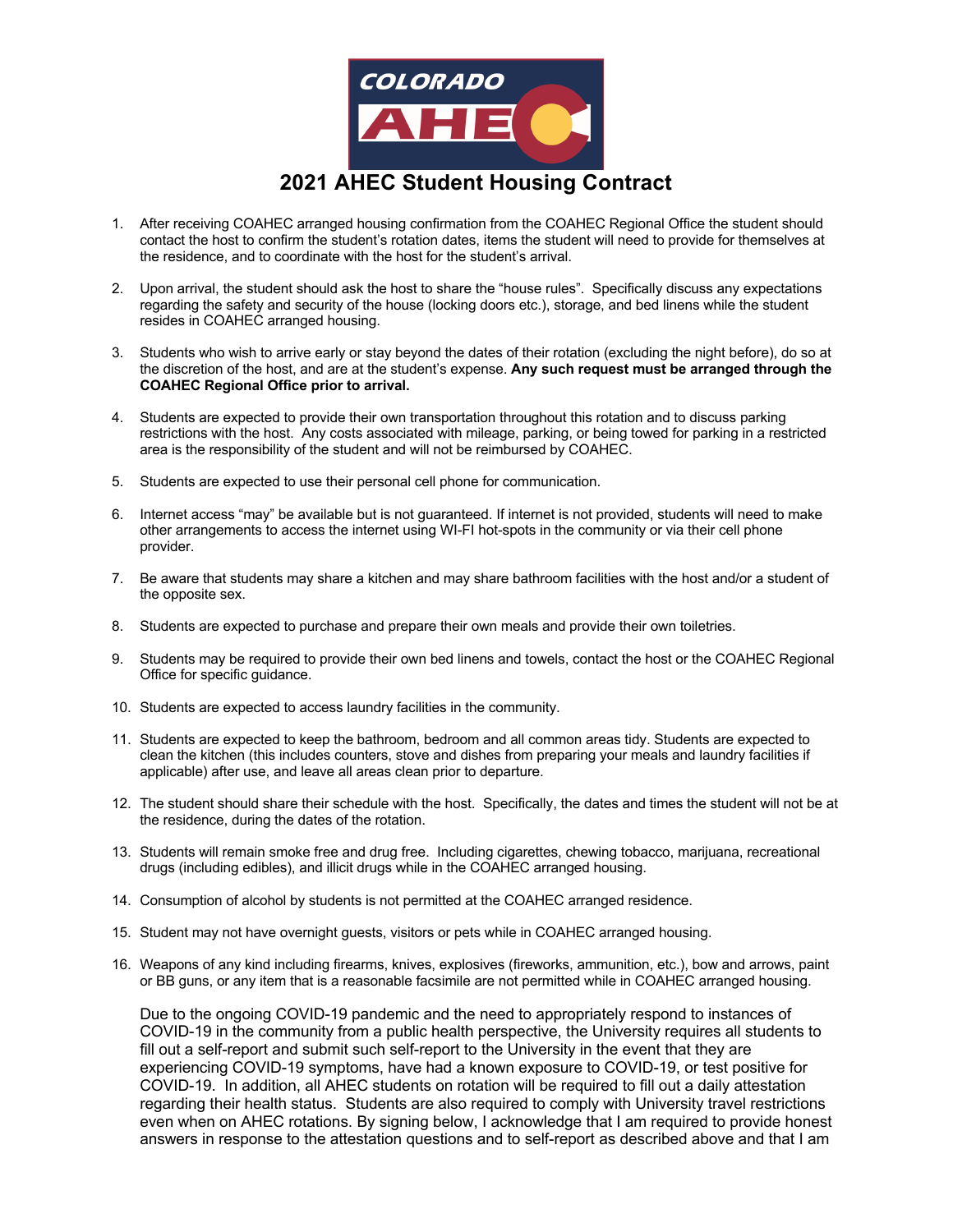# 2021 AHEC Student Housing Contract

1. After receiving COAHEC arranged housing confirmation from the COAHEC Regional Office the student should contact the host to confirm the student's rotation dates, items the student will need to provide for themselves at the residence, and to coordinate with the host for the student's arrival.

2. Upon arrival, the student should ask the host to share the "house rules". Specifically discuss any expectations regarding the safety and security of the house (locking doors etc.), storage, and bed linens while the student resides in COAHEC arranged housing.

3. Students who wish to arrive early or stay beyond the dates of their rotation (excluding the night before), do so at the discretion of the host, and are at the student's expense. **Any such request must be arranged through the COAHEC Regional Office prior to arrival.**

4. Students are expected to provide their own transportation throughout this rotation and to discuss parking restrictions with the host. Any costs associated with mileage, parking, or being towed for parking in a restricted area is the responsibility of the student and will not be reimbursed by COAHEC.

5. Students are expected to use their personal cell phone for communication.

6. Internet access "may" be available but is not guaranteed. If internet is not provided, students will need to make other arrangements to access the internet using WI-FI hot-spots in the community or via their cell phone provider.

7. Be aware that students may share a kitchen and may share bathroom facilities with the host and/or a student of the opposite sex.

8. Students are expected to purchase and prepare their own meals and provide their own toiletries.

9. Students may be required to provide their own bed linens and towels, contact the host or the COAHEC Regional Office for specific guidance.

10. Students are expected to access laundry facilities in the community.

11. Students are expected to keep the bathroom, bedroom and all common areas tidy. Students are expected to clean the kitchen (this includes counters, stove and dishes from preparing your meals and laundry facilities if applicable) after use, and leave all areas clean prior to departure.

12. The student should share their schedule with the host. Specifically, the dates and times the student will not be at the residence, during the dates of the rotation.

13. Students will remain smoke free and drug free. Including cigarettes, chewing tobacco, marijuana, recreational drugs (including edibles), and illicit drugs while in the COAHEC arranged housing.

14. Consumption of alcohol by students is not permitted at the COAHEC arranged residence.

15. Student may not have overnight guests, visitors or pets while in COAHEC arranged housing.

16. Weapons of any kind including firearms, knives, explosives (fireworks, ammunition, etc.), bow and arrows, paint or BB guns, or any item that is a reasonable facsimile are not permitted while in COAHEC arranged housing.

Due to the ongoing COVID-19 pandemic and the need to appropriately respond to instances of COVID-19 in the community from a public health perspective, the University requires all students to fill out a self-report and submit such self-report to the University in the event that they are experiencing COVID-19 symptoms, have had a known exposure to COVID-19, or test positive for COVID-19. In addition, all AHEC students on rotation will be required to fill out a daily attestation regarding their health status. Students are also required to comply with University travel restrictions even when on AHEC rotations. By signing below, I acknowledge that I am required to provide honest answers in response to the attestation questions and to self-report as described above and that I am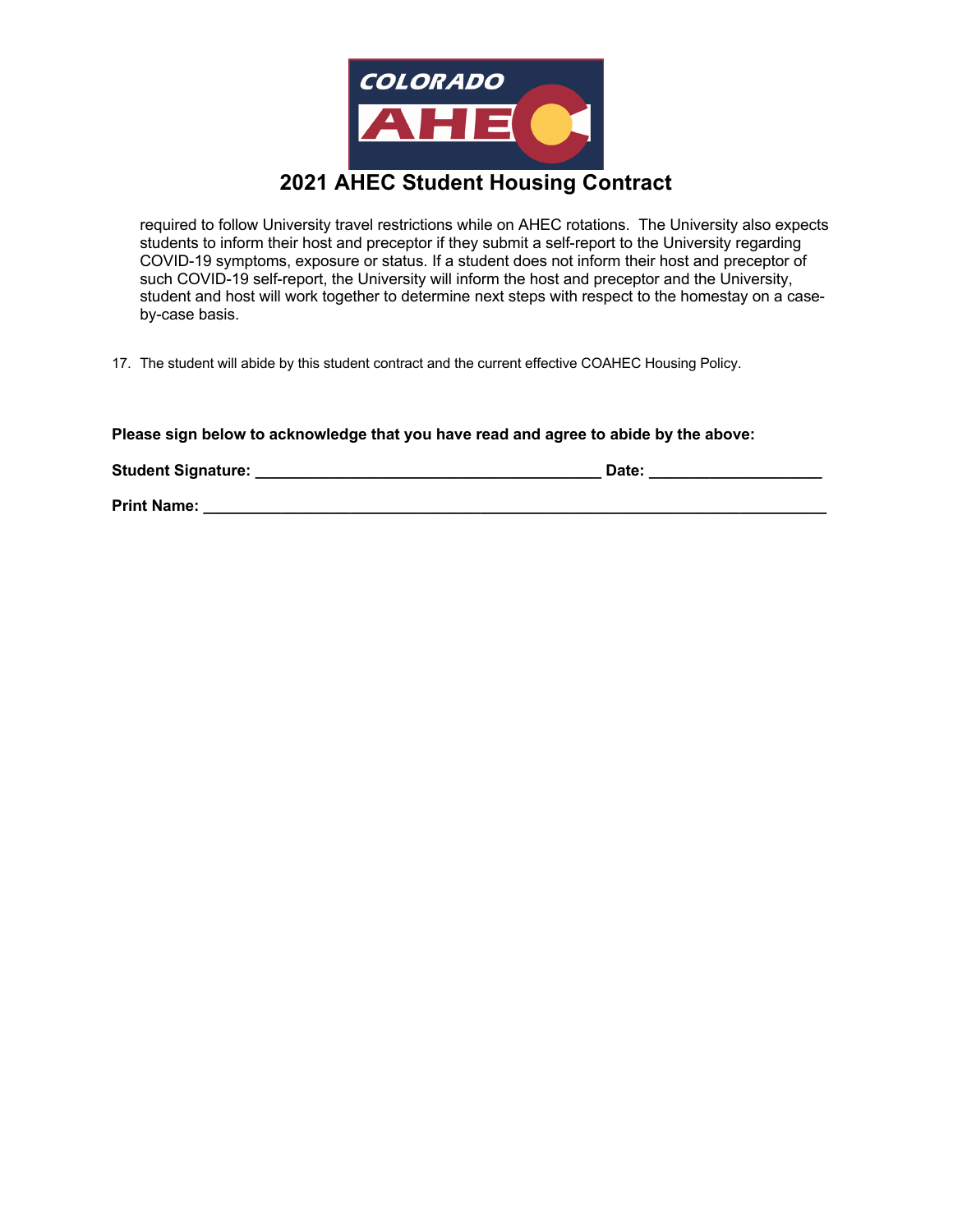# 2021 AHEC Student Housing Contract

required to follow University travel restrictions while on AHEC rotations. The University also expects students to inform their host and preceptor if they submit a self-report to the University regarding COVID-19 symptoms, exposure or status. If a student does not inform their host and preceptor of such COVID-19 self-report, the University will inform the host and preceptor and the University, student and host will work together to determine next steps with respect to the homestay on a case-by-case basis.

17. The student will abide by this student contract and the current effective COAHEC Housing Policy.

**Please sign below to acknowledge that you have read and agree to abide by the above:**

**Student Signature: ________________________________________ Date: ___________________**

**Print Name: ________________________________________________________________________**